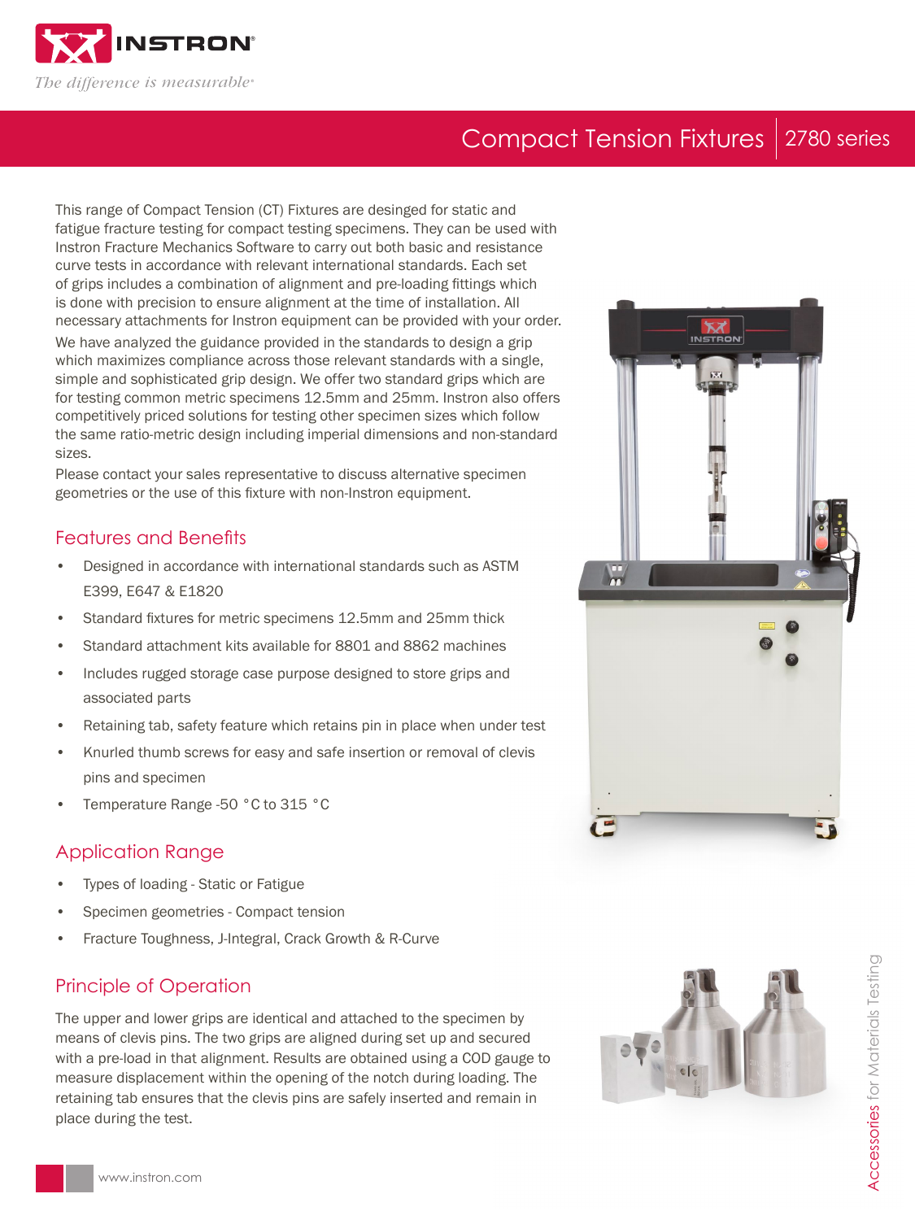# Compact Tension Fixtures | 2780 series

This range of Compact Tension (CT) Fixtures are desinged for static and fatigue fracture testing for compact testing specimens. They can be used with Instron Fracture Mechanics Software to carry out both basic and resistance curve tests in accordance with relevant international standards. Each set of grips includes a combination of alignment and pre-loading fittings which is done with precision to ensure alignment at the time of installation. All necessary attachments for Instron equipment can be provided with your order.

We have analyzed the guidance provided in the standards to design a grip which maximizes compliance across those relevant standards with a single, simple and sophisticated grip design. We offer two standard grips which are for testing common metric specimens 12.5mm and 25mm. Instron also offers competitively priced solutions for testing other specimen sizes which follow the same ratio-metric design including imperial dimensions and non-standard sizes.

Please contact your sales representative to discuss alternative specimen geometries or the use of this fixture with non-Instron equipment.

## Features and Benefits

- Designed in accordance with international standards such as ASTM E399, E647 & E1820
- Standard fixtures for metric specimens 12.5mm and 25mm thick
- Standard attachment kits available for 8801 and 8862 machines
- Includes rugged storage case purpose designed to store grips and associated parts
- Retaining tab, safety feature which retains pin in place when under test
- Knurled thumb screws for easy and safe insertion or removal of clevis pins and specimen
- Temperature Range -50 °C to 315 °C

## Application Range

- Types of loading - Static or Fatigue
- Specimen geometries - Compact tension
- Fracture Toughness, J-Integral, Crack Growth & R-Curve

## Principle of Operation

The upper and lower grips are identical and attached to the specimen by means of clevis pins. The two grips are aligned during set up and secured with a pre-load in that alignment. Results are obtained using a COD gauge to measure displacement within the opening of the notch during loading. The retaining tab ensures that the clevis pins are safely inserted and remain in place during the test.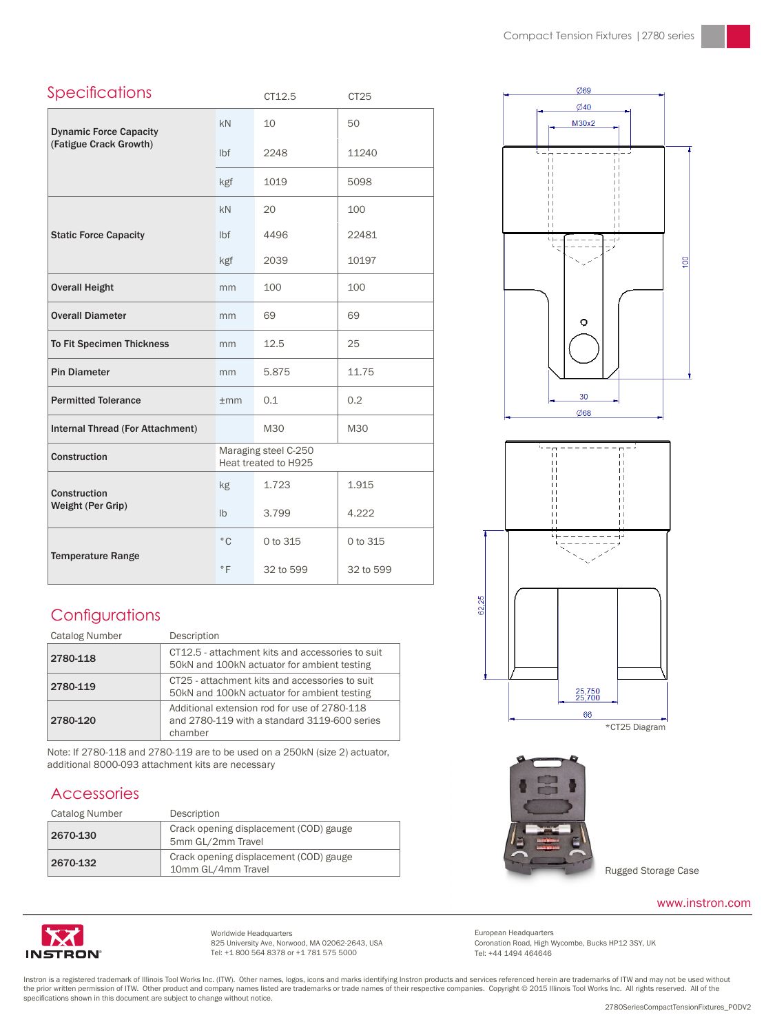## Specifications

| | | CT12.5 | CT25 |
|---|---|---|---|
| **Dynamic Force Capacity (Fatigue Crack Growth)** | kN | 10 | 50 |
| | lbf | 2248 | 11240 |
| | kgf | 1019 | 5098 |
| **Static Force Capacity** | kN | 20 | 100 |
| | lbf | 4496 | 22481 |
| | kgf | 2039 | 10197 |
| **Overall Height** | mm | 100 | 100 |
| **Overall Diameter** | mm | 69 | 69 |
| **To Fit Specimen Thickness** | mm | 12.5 | 25 |
| **Pin Diameter** | mm | 5.875 | 11.75 |
| **Permitted Tolerance** | ±mm | 0.1 | 0.2 |
| **Internal Thread (For Attachment)** | | M30 | M30 |
| **Construction** | Maraging steel C-250 Heat treated to H925 | | |
| **Construction Weight (Per Grip)** | kg | 1.723 | 1.915 |
| | lb | 3.799 | 4.222 |
| **Temperature Range** | °C | 0 to 315 | 0 to 315 |
| | °F | 32 to 599 | 32 to 599 |

## Configurations

| Catalog Number | Description |
|---|---|
| **2780-118** | CT12.5 - attachment kits and accessories to suit 50kN and 100kN actuator for ambient testing |
| **2780-119** | CT25 - attachment kits and accessories to suit 50kN and 100kN actuator for ambient testing |
| **2780-120** | Additional extension rod for use of 2780-118 and 2780-119 with a standard 3119-600 series chamber |

Note: If 2780-118 and 2780-119 are to be used on a 250kN (size 2) actuator, additional 8000-093 attachment kits are necessary

## Accessories

| Catalog Number | Description |
|---|---|
| **2670-130** | Crack opening displacement (COD) gauge 5mm GL/2mm Travel |
| **2670-132** | Crack opening displacement (COD) gauge 10mm GL/4mm Travel |

Ø69
Ø40
M30x2
100
30
Ø68

62.25
25.750
25.700
66

*CT25 Diagram

Rugged Storage Case

www.instron.com

Worldwide Headquarters
825 University Ave, Norwood, MA 02062-2643, USA
Tel: +1 800 564 8378 or +1 781 575 5000

European Headquarters
Coronation Road, High Wycombe, Bucks HP12 3SY, UK
Tel: +44 1494 464646

Instron is a registered trademark of Illinois Tool Works Inc. (ITW). Other names, logos, icons and marks identifying Instron products and services referenced herein are trademarks of ITW and may not be used without the prior written permission of ITW. Other product and company names listed are trademarks or trade names of their respective companies. Copyright © 2015 Illinois Tool Works Inc. All rights reserved. All of the specifications shown in this document are subject to change without notice.

2780SeriesCompactTensionFixtures_PODV2